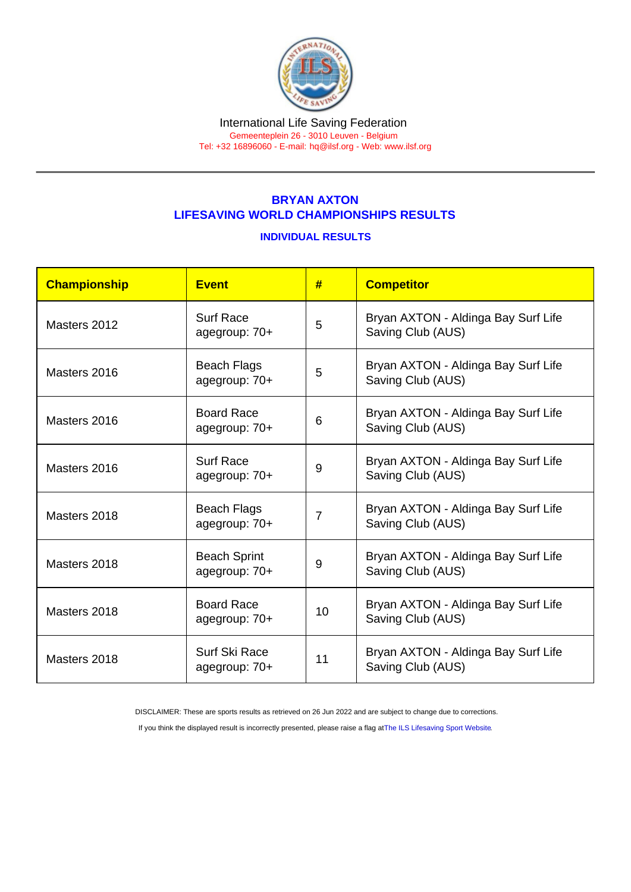International Life Saving Federation
Gemeenteplein 26 - 3010 Leuven - Belgium
Tel: +32 16896060 - E-mail: hq@ilsf.org - Web: www.ilsf.org

## BRYAN AXTON
## LIFESAVING WORLD CHAMPIONSHIPS RESULTS

### INDIVIDUAL RESULTS

| Championship | Event | # | Competitor |
|---|---|---|---|
| Masters 2012 | Surf Race agegroup: 70+ | 5 | Bryan AXTON - Aldinga Bay Surf Life Saving Club (AUS) |
| Masters 2016 | Beach Flags agegroup: 70+ | 5 | Bryan AXTON - Aldinga Bay Surf Life Saving Club (AUS) |
| Masters 2016 | Board Race agegroup: 70+ | 6 | Bryan AXTON - Aldinga Bay Surf Life Saving Club (AUS) |
| Masters 2016 | Surf Race agegroup: 70+ | 9 | Bryan AXTON - Aldinga Bay Surf Life Saving Club (AUS) |
| Masters 2018 | Beach Flags agegroup: 70+ | 7 | Bryan AXTON - Aldinga Bay Surf Life Saving Club (AUS) |
| Masters 2018 | Beach Sprint agegroup: 70+ | 9 | Bryan AXTON - Aldinga Bay Surf Life Saving Club (AUS) |
| Masters 2018 | Board Race agegroup: 70+ | 10 | Bryan AXTON - Aldinga Bay Surf Life Saving Club (AUS) |
| Masters 2018 | Surf Ski Race agegroup: 70+ | 11 | Bryan AXTON - Aldinga Bay Surf Life Saving Club (AUS) |

DISCLAIMER: These are sports results as retrieved on 26 Jun 2022 and are subject to change due to corrections.

If you think the displayed result is incorrectly presented, please raise a flag at The ILS Lifesaving Sport Website.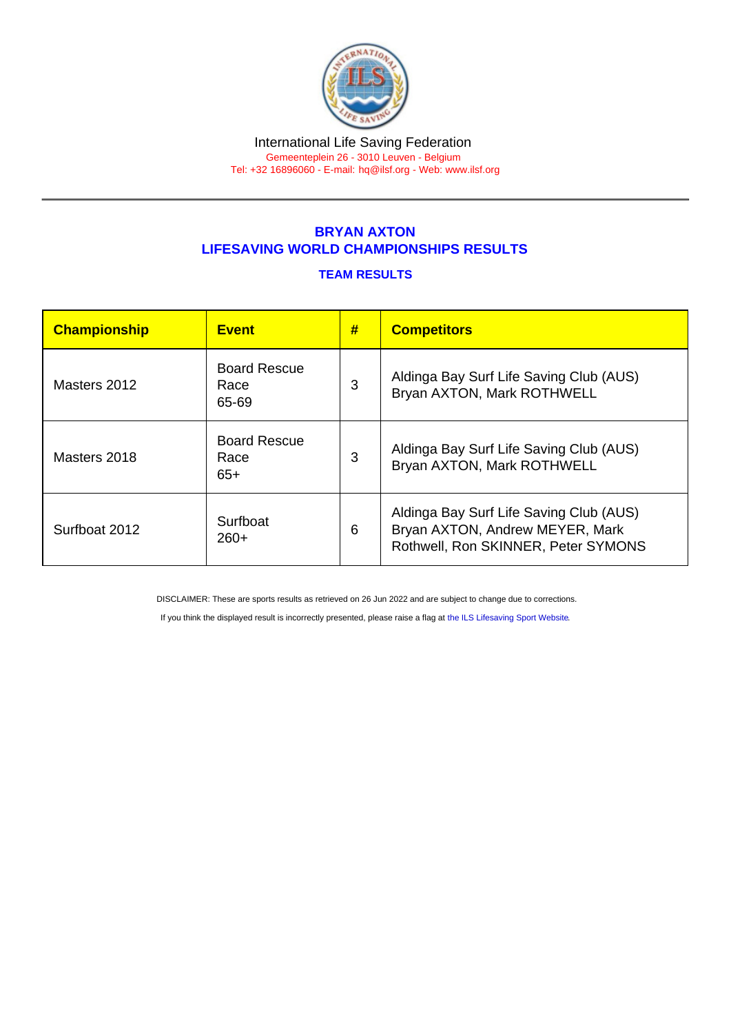International Life Saving Federation
Gemeenteplein 26 - 3010 Leuven - Belgium
Tel: +32 16896060 - E-mail: hq@ilsf.org - Web: www.ilsf.org

## BRYAN AXTON
## LIFESAVING WORLD CHAMPIONSHIPS RESULTS

### TEAM RESULTS

| Championship | Event | # | Competitors |
|---|---|---|---|
| Masters 2012 | Board Rescue Race 65-69 | 3 | Aldinga Bay Surf Life Saving Club (AUS) Bryan AXTON, Mark ROTHWELL |
| Masters 2018 | Board Rescue Race 65+ | 3 | Aldinga Bay Surf Life Saving Club (AUS) Bryan AXTON, Mark ROTHWELL |
| Surfboat 2012 | Surfboat 260+ | 6 | Aldinga Bay Surf Life Saving Club (AUS) Bryan AXTON, Andrew MEYER, Mark Rothwell, Ron SKINNER, Peter SYMONS |

DISCLAIMER: These are sports results as retrieved on 26 Jun 2022 and are subject to change due to corrections.

If you think the displayed result is incorrectly presented, please raise a flag at the ILS Lifesaving Sport Website.